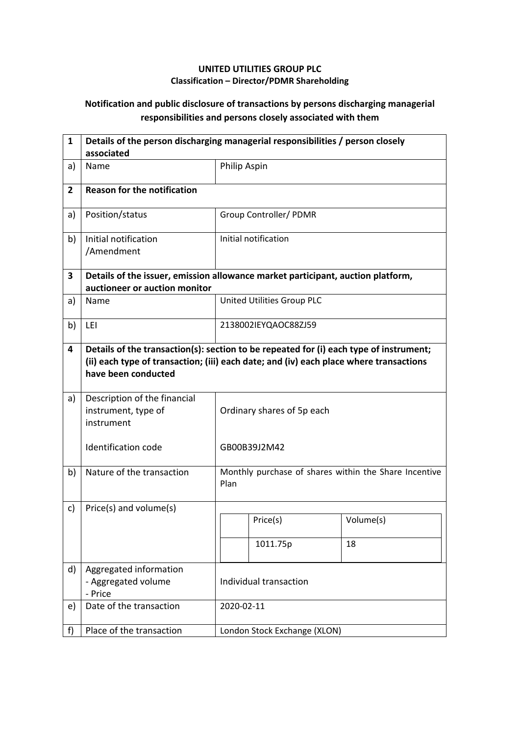**UNITED UTILITIES GROUP PLC**
**Classification – Director/PDMR Shareholding**

**Notification and public disclosure of transactions by persons discharging managerial responsibilities and persons closely associated with them**

| 1 | **Details of the person discharging managerial responsibilities / person closely associated** | |
|---|---|---|
| a) | Name | Philip Aspin |
| **2** | **Reason for the notification** | |
| a) | Position/status | Group Controller/ PDMR |
| b) | Initial notification /Amendment | Initial notification |
| **3** | **Details of the issuer, emission allowance market participant, auction platform, auctioneer or auction monitor** | |
| a) | Name | United Utilities Group PLC |
| b) | LEI | 2138002IEYQAOC88ZJ59 |
| **4** | **Details of the transaction(s): section to be repeated for (i) each type of instrument; (ii) each type of transaction; (iii) each date; and (iv) each place where transactions have been conducted** | |
| a) | Description of the financial instrument, type of instrument<br><br>Identification code | Ordinary shares of 5p each<br><br>GB00B39J2M42 |
| b) | Nature of the transaction | Monthly purchase of shares within the Share Incentive Plan |
| c) | Price(s) and volume(s) | Price(s): 1011.75p<br>Volume(s): 18 |
| d) | Aggregated information<br>- Aggregated volume<br>- Price | Individual transaction |
| e) | Date of the transaction | 2020-02-11 |
| f) | Place of the transaction | London Stock Exchange (XLON) |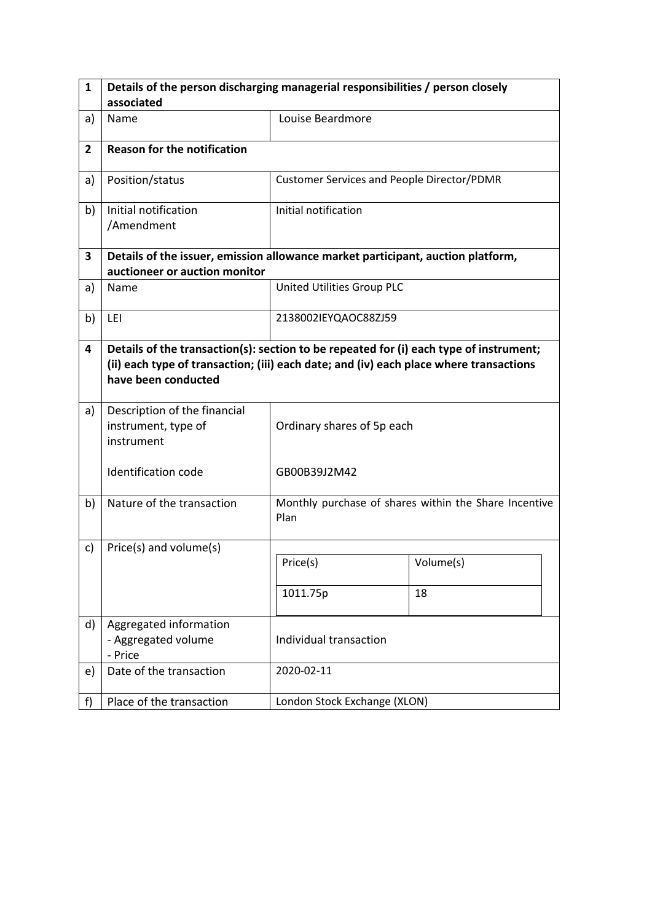| 1 | Details of the person discharging managerial responsibilities / person closely associated | |
|---|---|---|
| a) | Name | Louise Beardmore |
| **2** | **Reason for the notification** | |
| a) | Position/status | Customer Services and People Director/PDMR |
| b) | Initial notification /Amendment | Initial notification |
| **3** | **Details of the issuer, emission allowance market participant, auction platform, auctioneer or auction monitor** | |
| a) | Name | United Utilities Group PLC |
| b) | LEI | 2138002IEYQAOC88ZJ59 |
| **4** | **Details of the transaction(s): section to be repeated for (i) each type of instrument; (ii) each type of transaction; (iii) each date; and (iv) each place where transactions have been conducted** | |
| a) | Description of the financial instrument, type of instrument<br><br>Identification code | Ordinary shares of 5p each<br><br>GB00B39J2M42 |
| b) | Nature of the transaction | Monthly purchase of shares within the Share Incentive Plan |
| c) | Price(s) and volume(s) | Price(s): 1011.75p — Volume(s): 18 |
| d) | Aggregated information<br>- Aggregated volume<br>- Price | Individual transaction |
| e) | Date of the transaction | 2020-02-11 |
| f) | Place of the transaction | London Stock Exchange (XLON) |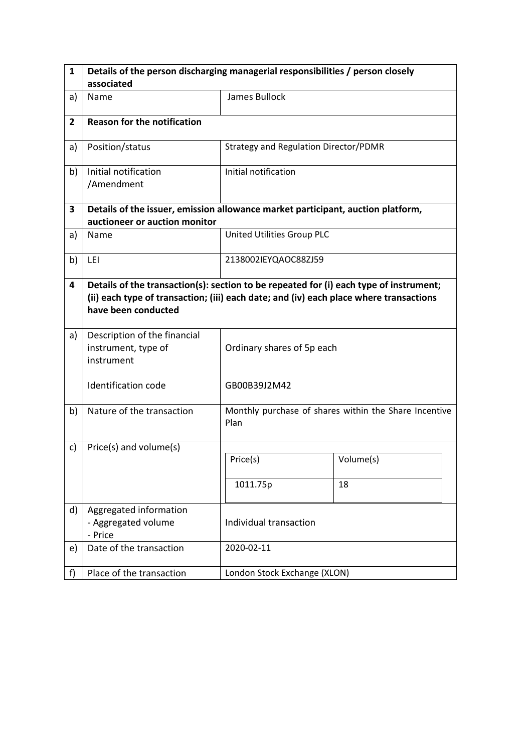| 1 | **Details of the person discharging managerial responsibilities / person closely associated** | |
|---|---|---|
| a) | Name | James Bullock |
| **2** | **Reason for the notification** | |
| a) | Position/status | Strategy and Regulation Director/PDMR |
| b) | Initial notification /Amendment | Initial notification |
| **3** | **Details of the issuer, emission allowance market participant, auction platform, auctioneer or auction monitor** | |
| a) | Name | United Utilities Group PLC |
| b) | LEI | 2138002IEYQAOC88ZJ59 |
| **4** | **Details of the transaction(s): section to be repeated for (i) each type of instrument; (ii) each type of transaction; (iii) each date; and (iv) each place where transactions have been conducted** | |
| a) | Description of the financial instrument, type of instrument<br><br>Identification code | Ordinary shares of 5p each<br><br>GB00B39J2M42 |
| b) | Nature of the transaction | Monthly purchase of shares within the Share Incentive Plan |
| c) | Price(s) and volume(s) | Price(s): 1011.75p<br>Volume(s): 18 |
| d) | Aggregated information<br>- Aggregated volume<br>- Price | Individual transaction |
| e) | Date of the transaction | 2020-02-11 |
| f) | Place of the transaction | London Stock Exchange (XLON) |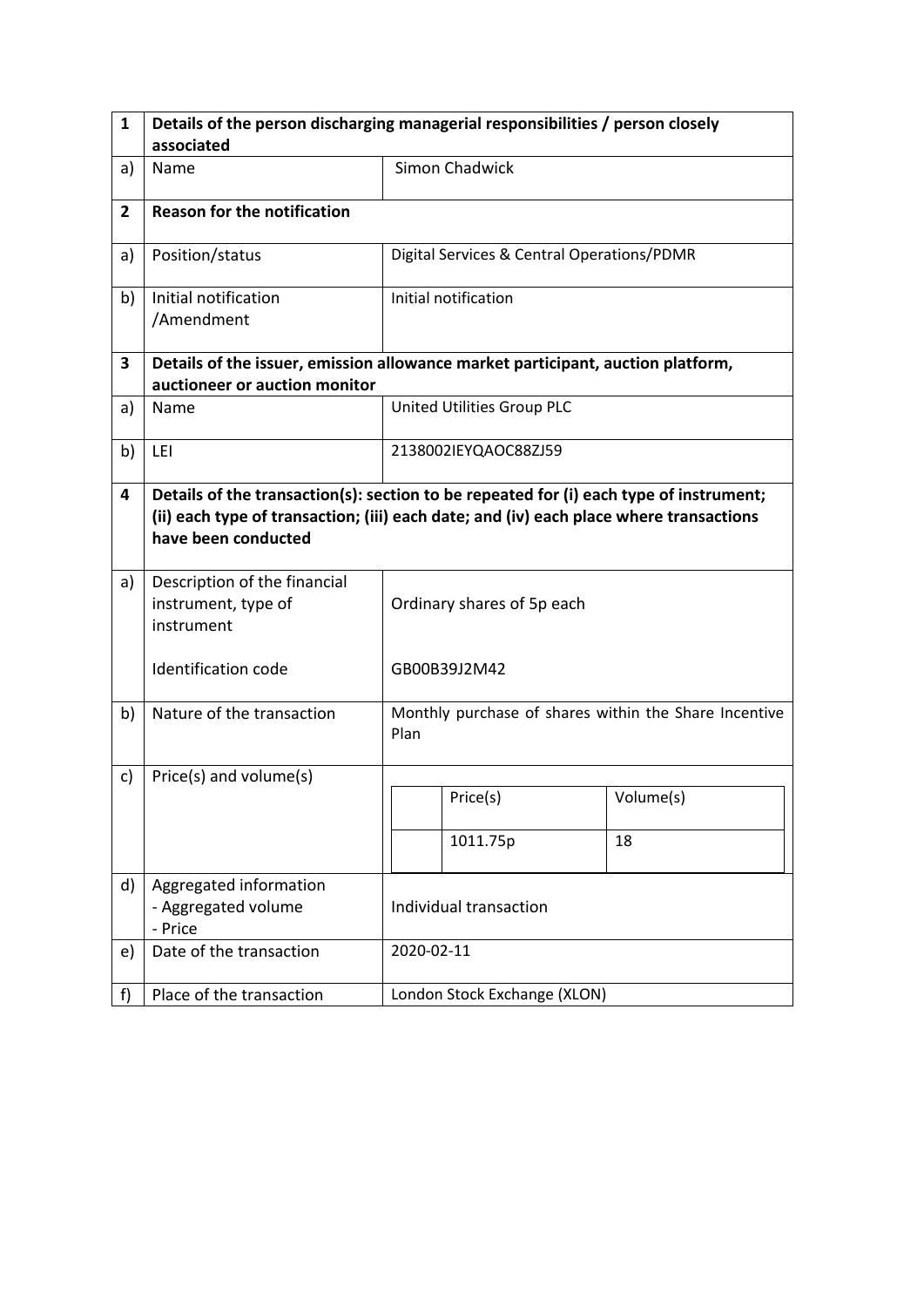| 1 | Details of the person discharging managerial responsibilities / person closely associated | |
|---|---|---|
| a) | Name | Simon Chadwick |
| **2** | **Reason for the notification** | |
| a) | Position/status | Digital Services & Central Operations/PDMR |
| b) | Initial notification /Amendment | Initial notification |
| **3** | **Details of the issuer, emission allowance market participant, auction platform, auctioneer or auction monitor** | |
| a) | Name | United Utilities Group PLC |
| b) | LEI | 2138002IEYQAOC88ZJ59 |
| **4** | **Details of the transaction(s): section to be repeated for (i) each type of instrument; (ii) each type of transaction; (iii) each date; and (iv) each place where transactions have been conducted** | |
| a) | Description of the financial instrument, type of instrument<br><br>Identification code | Ordinary shares of 5p each<br><br>GB00B39J2M42 |
| b) | Nature of the transaction | Monthly purchase of shares within the Share Incentive Plan |
| c) | Price(s) and volume(s) | Price(s): 1011.75p<br>Volume(s): 18 |
| d) | Aggregated information<br>- Aggregated volume<br>- Price | Individual transaction |
| e) | Date of the transaction | 2020-02-11 |
| f) | Place of the transaction | London Stock Exchange (XLON) |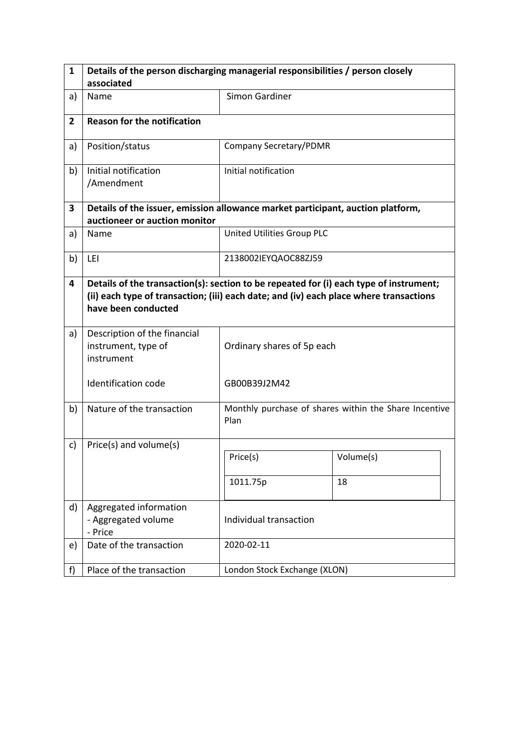| 1 | Details of the person discharging managerial responsibilities / person closely associated | |
|---|---|---|
| a) | Name | Simon Gardiner |
| **2** | **Reason for the notification** | |
| a) | Position/status | Company Secretary/PDMR |
| b) | Initial notification /Amendment | Initial notification |
| **3** | **Details of the issuer, emission allowance market participant, auction platform, auctioneer or auction monitor** | |
| a) | Name | United Utilities Group PLC |
| b) | LEI | 2138002IEYQAOC88ZJ59 |
| **4** | **Details of the transaction(s): section to be repeated for (i) each type of instrument; (ii) each type of transaction; (iii) each date; and (iv) each place where transactions have been conducted** | |
| a) | Description of the financial instrument, type of instrument<br><br>Identification code | Ordinary shares of 5p each<br><br>GB00B39J2M42 |
| b) | Nature of the transaction | Monthly purchase of shares within the Share Incentive Plan |
| c) | Price(s) and volume(s) | Price(s): 1011.75p — Volume(s): 18 |
| d) | Aggregated information<br>- Aggregated volume<br>- Price | Individual transaction |
| e) | Date of the transaction | 2020-02-11 |
| f) | Place of the transaction | London Stock Exchange (XLON) |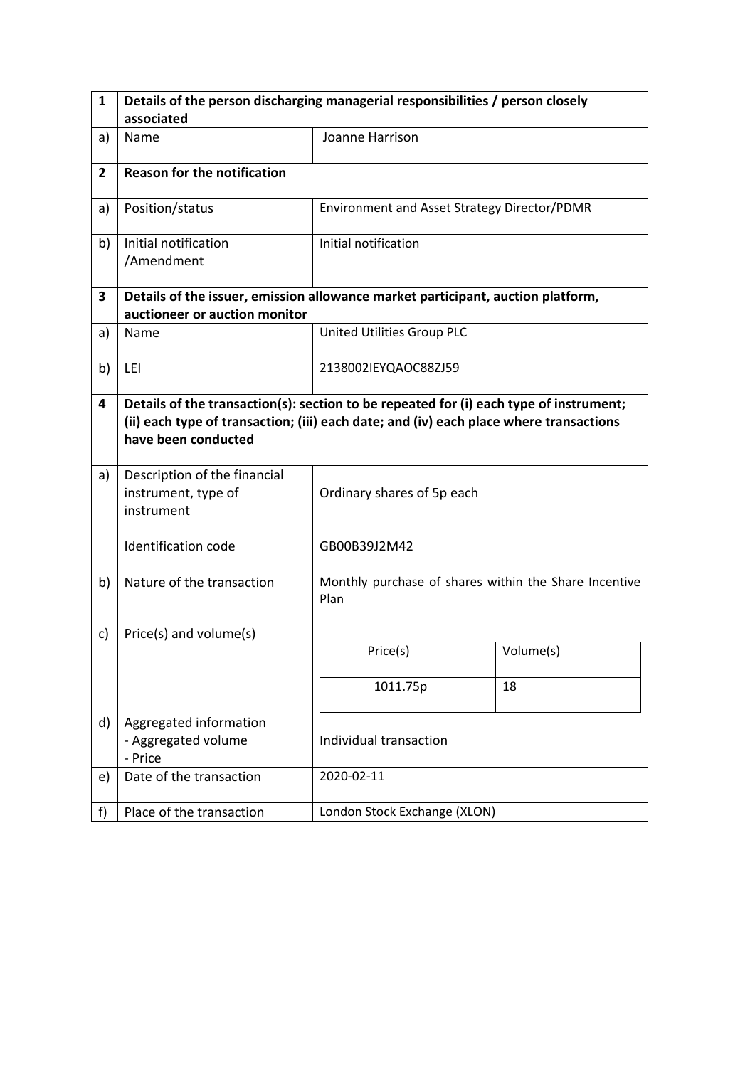| 1 | Details of the person discharging managerial responsibilities / person closely associated | |
|---|---|---|
| a) | Name | Joanne Harrison |
| **2** | **Reason for the notification** | |
| a) | Position/status | Environment and Asset Strategy Director/PDMR |
| b) | Initial notification /Amendment | Initial notification |
| **3** | **Details of the issuer, emission allowance market participant, auction platform, auctioneer or auction monitor** | |
| a) | Name | United Utilities Group PLC |
| b) | LEI | 2138002IEYQAOC88ZJ59 |
| **4** | **Details of the transaction(s): section to be repeated for (i) each type of instrument; (ii) each type of transaction; (iii) each date; and (iv) each place where transactions have been conducted** | |
| a) | Description of the financial instrument, type of instrument<br><br>Identification code | Ordinary shares of 5p each<br><br>GB00B39J2M42 |
| b) | Nature of the transaction | Monthly purchase of shares within the Share Incentive Plan |
| c) | Price(s) and volume(s) | Price(s): 1011.75p<br>Volume(s): 18 |
| d) | Aggregated information<br>- Aggregated volume<br>- Price | Individual transaction |
| e) | Date of the transaction | 2020-02-11 |
| f) | Place of the transaction | London Stock Exchange (XLON) |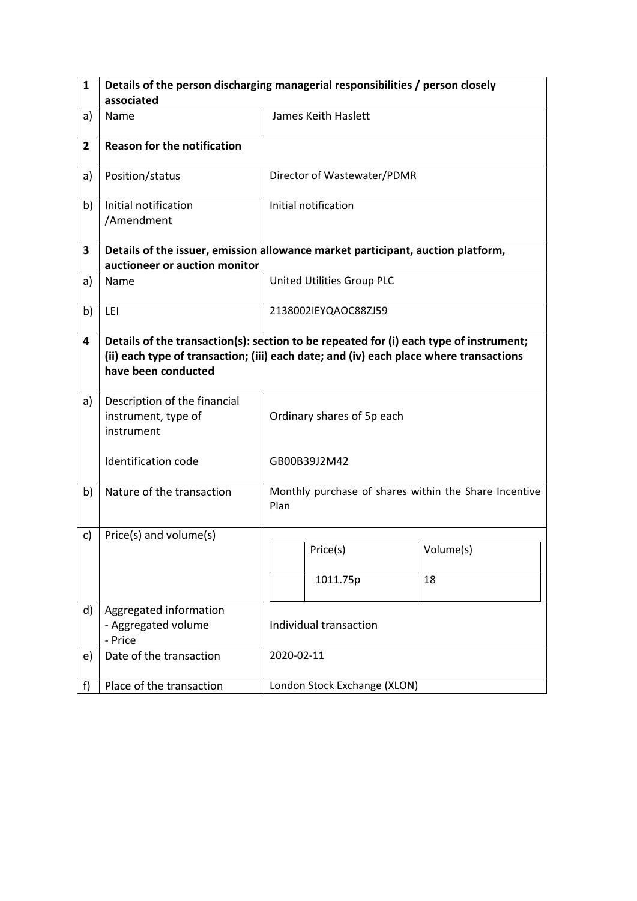| 1 | Details of the person discharging managerial responsibilities / person closely associated | |
|---|---|---|
| a) | Name | James Keith Haslett |
| **2** | **Reason for the notification** | |
| a) | Position/status | Director of Wastewater/PDMR |
| b) | Initial notification /Amendment | Initial notification |
| **3** | **Details of the issuer, emission allowance market participant, auction platform, auctioneer or auction monitor** | |
| a) | Name | United Utilities Group PLC |
| b) | LEI | 2138002IEYQAOC88ZJ59 |
| **4** | **Details of the transaction(s): section to be repeated for (i) each type of instrument; (ii) each type of transaction; (iii) each date; and (iv) each place where transactions have been conducted** | |
| a) | Description of the financial instrument, type of instrument<br><br>Identification code | Ordinary shares of 5p each<br><br>GB00B39J2M42 |
| b) | Nature of the transaction | Monthly purchase of shares within the Share Incentive Plan |
| c) | Price(s) and volume(s) | Price(s): 1011.75p<br>Volume(s): 18 |
| d) | Aggregated information<br>- Aggregated volume<br>- Price | Individual transaction |
| e) | Date of the transaction | 2020-02-11 |
| f) | Place of the transaction | London Stock Exchange (XLON) |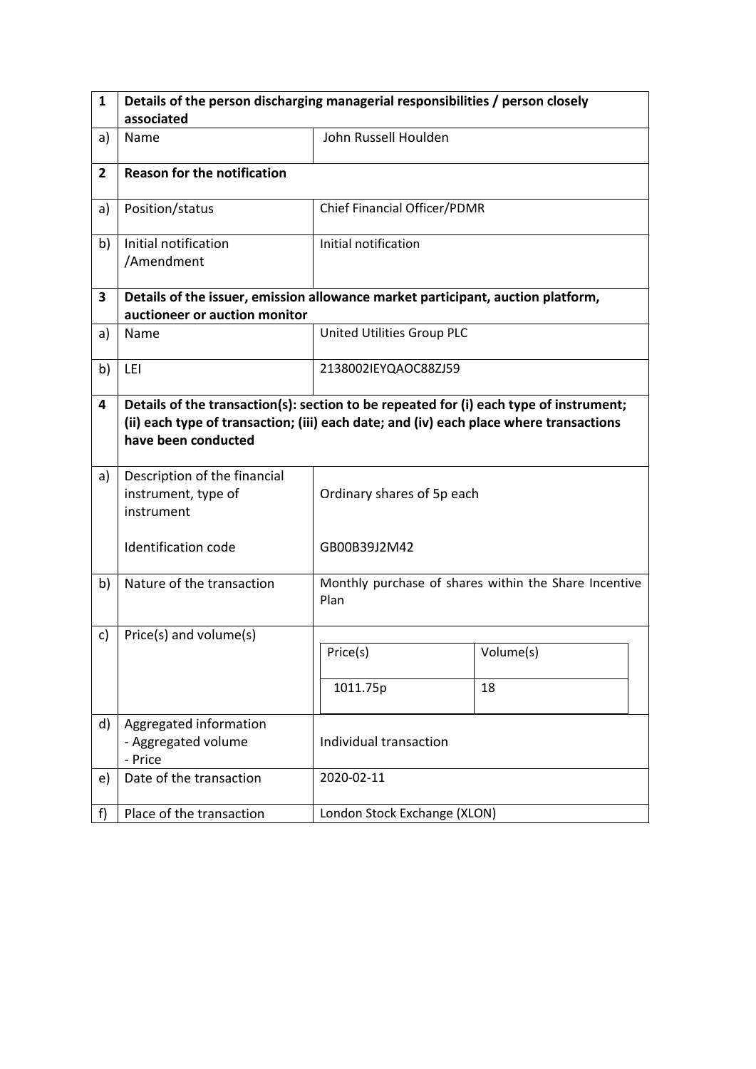| 1 | Details of the person discharging managerial responsibilities / person closely associated | |
|---|---|---|
| a) | Name | John Russell Houlden |
| **2** | **Reason for the notification** | |
| a) | Position/status | Chief Financial Officer/PDMR |
| b) | Initial notification /Amendment | Initial notification |
| **3** | **Details of the issuer, emission allowance market participant, auction platform, auctioneer or auction monitor** | |
| a) | Name | United Utilities Group PLC |
| b) | LEI | 2138002IEYQAOC88ZJ59 |
| **4** | **Details of the transaction(s): section to be repeated for (i) each type of instrument; (ii) each type of transaction; (iii) each date; and (iv) each place where transactions have been conducted** | |
| a) | Description of the financial instrument, type of instrument<br><br>Identification code | Ordinary shares of 5p each<br><br>GB00B39J2M42 |
| b) | Nature of the transaction | Monthly purchase of shares within the Share Incentive Plan |
| c) | Price(s) and volume(s) | Price(s): 1011.75p<br>Volume(s): 18 |
| d) | Aggregated information<br>- Aggregated volume<br>- Price | Individual transaction |
| e) | Date of the transaction | 2020-02-11 |
| f) | Place of the transaction | London Stock Exchange (XLON) |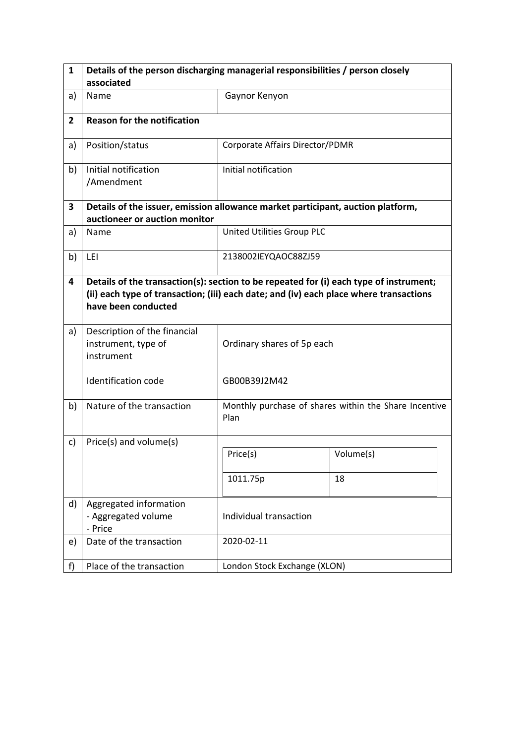| 1 | Details of the person discharging managerial responsibilities / person closely associated | |
|---|---|---|
| a) | Name | Gaynor Kenyon |
| 2 | **Reason for the notification** | |
| a) | Position/status | Corporate Affairs Director/PDMR |
| b) | Initial notification /Amendment | Initial notification |
| 3 | **Details of the issuer, emission allowance market participant, auction platform, auctioneer or auction monitor** | |
| a) | Name | United Utilities Group PLC |
| b) | LEI | 2138002IEYQAOC88ZJ59 |
| 4 | **Details of the transaction(s): section to be repeated for (i) each type of instrument; (ii) each type of transaction; (iii) each date; and (iv) each place where transactions have been conducted** | |
| a) | Description of the financial instrument, type of instrument<br><br>Identification code | Ordinary shares of 5p each<br><br>GB00B39J2M42 |
| b) | Nature of the transaction | Monthly purchase of shares within the Share Incentive Plan |
| c) | Price(s) and volume(s) | Price(s): 1011.75p — Volume(s): 18 |
| d) | Aggregated information<br>- Aggregated volume<br>- Price | Individual transaction |
| e) | Date of the transaction | 2020-02-11 |
| f) | Place of the transaction | London Stock Exchange (XLON) |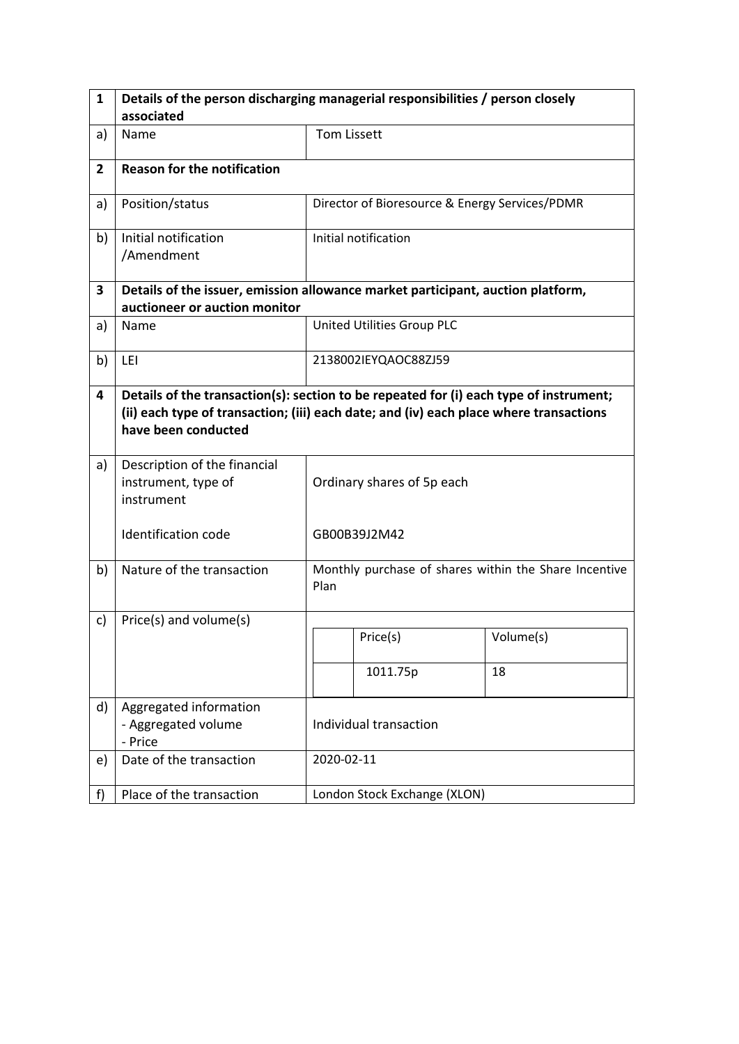| 1 | **Details of the person discharging managerial responsibilities / person closely associated** | |
|---|---|---|
| a) | Name | Tom Lissett |
| **2** | **Reason for the notification** | |
| a) | Position/status | Director of Bioresource & Energy Services/PDMR |
| b) | Initial notification /Amendment | Initial notification |
| **3** | **Details of the issuer, emission allowance market participant, auction platform, auctioneer or auction monitor** | |
| a) | Name | United Utilities Group PLC |
| b) | LEI | 2138002IEYQAOC88ZJ59 |
| **4** | **Details of the transaction(s): section to be repeated for (i) each type of instrument; (ii) each type of transaction; (iii) each date; and (iv) each place where transactions have been conducted** | |
| a) | Description of the financial instrument, type of instrument<br><br>Identification code | Ordinary shares of 5p each<br><br>GB00B39J2M42 |
| b) | Nature of the transaction | Monthly purchase of shares within the Share Incentive Plan |
| c) | Price(s) and volume(s) | Price(s): 1011.75p; Volume(s): 18 |
| d) | Aggregated information<br>- Aggregated volume<br>- Price | Individual transaction |
| e) | Date of the transaction | 2020-02-11 |
| f) | Place of the transaction | London Stock Exchange (XLON) |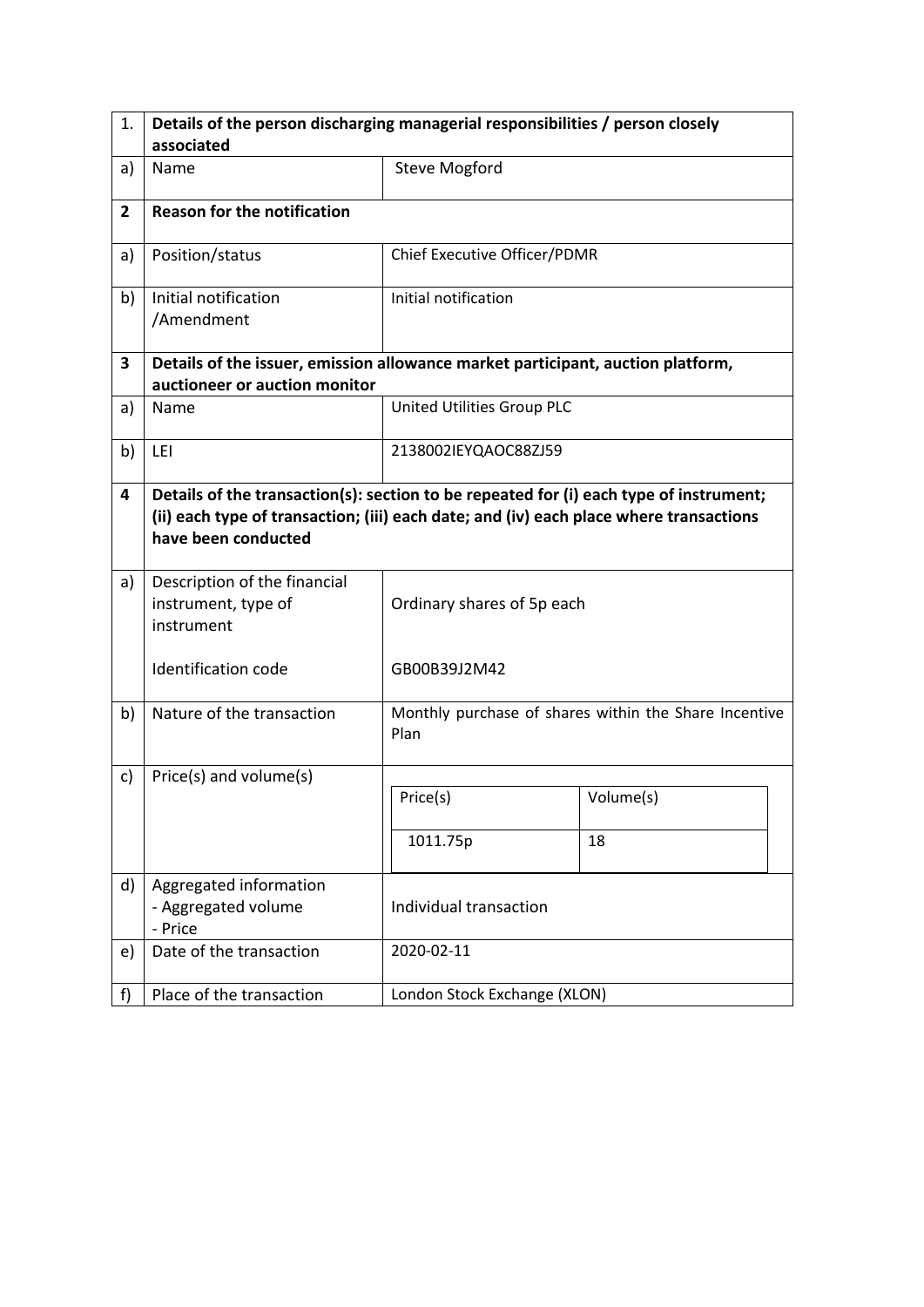| 1. | **Details of the person discharging managerial responsibilities / person closely associated** | |
|---|---|---|
| a) | Name | Steve Mogford |
| **2** | **Reason for the notification** | |
| a) | Position/status | Chief Executive Officer/PDMR |
| b) | Initial notification /Amendment | Initial notification |
| **3** | **Details of the issuer, emission allowance market participant, auction platform, auctioneer or auction monitor** | |
| a) | Name | United Utilities Group PLC |
| b) | LEI | 2138002IEYQAOC88ZJ59 |
| **4** | **Details of the transaction(s): section to be repeated for (i) each type of instrument; (ii) each type of transaction; (iii) each date; and (iv) each place where transactions have been conducted** | |
| a) | Description of the financial instrument, type of instrument<br><br>Identification code | Ordinary shares of 5p each<br><br>GB00B39J2M42 |
| b) | Nature of the transaction | Monthly purchase of shares within the Share Incentive Plan |
| c) | Price(s) and volume(s) | Price(s): 1011.75p; Volume(s): 18 |
| d) | Aggregated information<br>- Aggregated volume<br>- Price | Individual transaction |
| e) | Date of the transaction | 2020-02-11 |
| f) | Place of the transaction | London Stock Exchange (XLON) |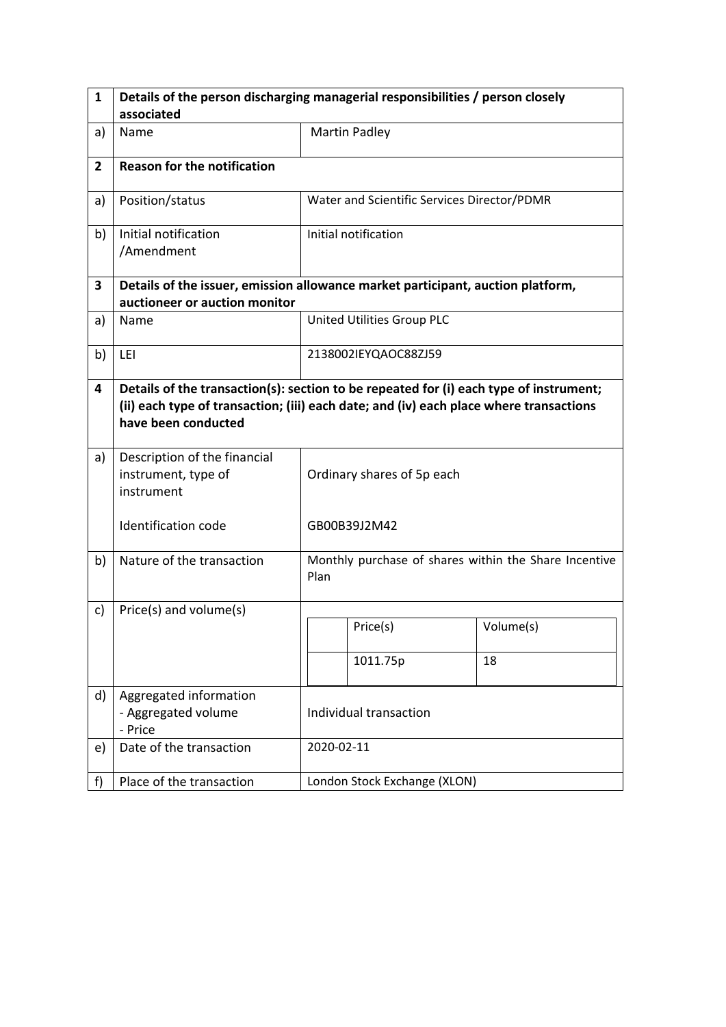| 1 | Details of the person discharging managerial responsibilities / person closely associated | |
|---|---|---|
| a) | Name | Martin Padley |
| **2** | **Reason for the notification** | |
| a) | Position/status | Water and Scientific Services Director/PDMR |
| b) | Initial notification /Amendment | Initial notification |
| **3** | **Details of the issuer, emission allowance market participant, auction platform, auctioneer or auction monitor** | |
| a) | Name | United Utilities Group PLC |
| b) | LEI | 2138002IEYQAOC88ZJ59 |
| **4** | **Details of the transaction(s): section to be repeated for (i) each type of instrument; (ii) each type of transaction; (iii) each date; and (iv) each place where transactions have been conducted** | |
| a) | Description of the financial instrument, type of instrument<br><br>Identification code | Ordinary shares of 5p each<br><br>GB00B39J2M42 |
| b) | Nature of the transaction | Monthly purchase of shares within the Share Incentive Plan |
| c) | Price(s) and volume(s) | Price(s): 1011.75p; Volume(s): 18 |
| d) | Aggregated information<br>- Aggregated volume<br>- Price | Individual transaction |
| e) | Date of the transaction | 2020-02-11 |
| f) | Place of the transaction | London Stock Exchange (XLON) |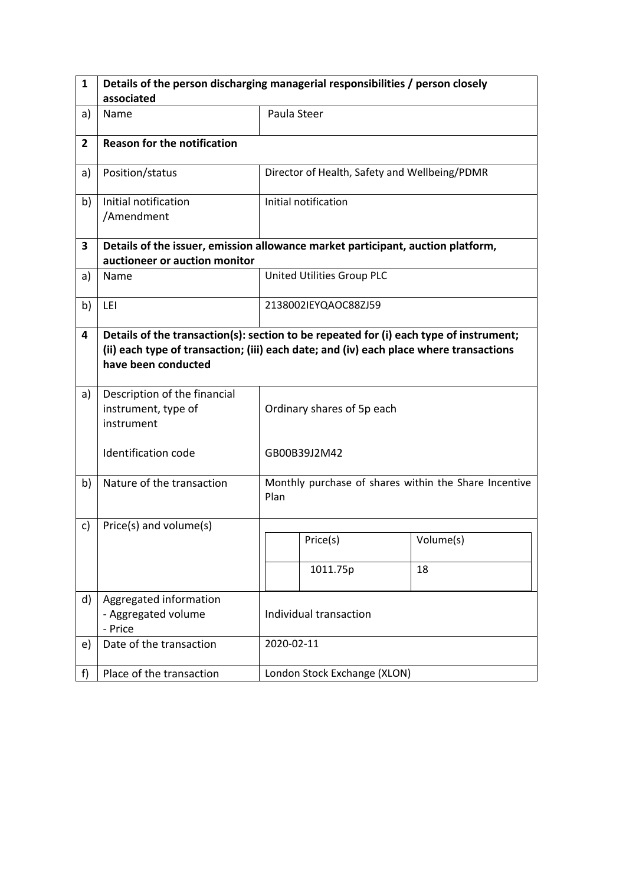| | | | |
|---|---|---|---|
| 1 | **Details of the person discharging managerial responsibilities / person closely associated** | | |
| a) | Name | Paula Steer | |
| 2 | **Reason for the notification** | | |
| a) | Position/status | Director of Health, Safety and Wellbeing/PDMR | |
| b) | Initial notification /Amendment | Initial notification | |
| 3 | **Details of the issuer, emission allowance market participant, auction platform, auctioneer or auction monitor** | | |
| a) | Name | United Utilities Group PLC | |
| b) | LEI | 2138002IEYQAOC88ZJ59 | |
| 4 | **Details of the transaction(s): section to be repeated for (i) each type of instrument; (ii) each type of transaction; (iii) each date; and (iv) each place where transactions have been conducted** | | |
| a) | Description of the financial instrument, type of instrument<br><br>Identification code | Ordinary shares of 5p each<br><br>GB00B39J2M42 | |
| b) | Nature of the transaction | Monthly purchase of shares within the Share Incentive Plan | |
| c) | Price(s) and volume(s) | Price(s) | Volume(s) |
| | | 1011.75p | 18 |
| d) | Aggregated information<br>- Aggregated volume<br>- Price | Individual transaction | |
| e) | Date of the transaction | 2020-02-11 | |
| f) | Place of the transaction | London Stock Exchange (XLON) | |